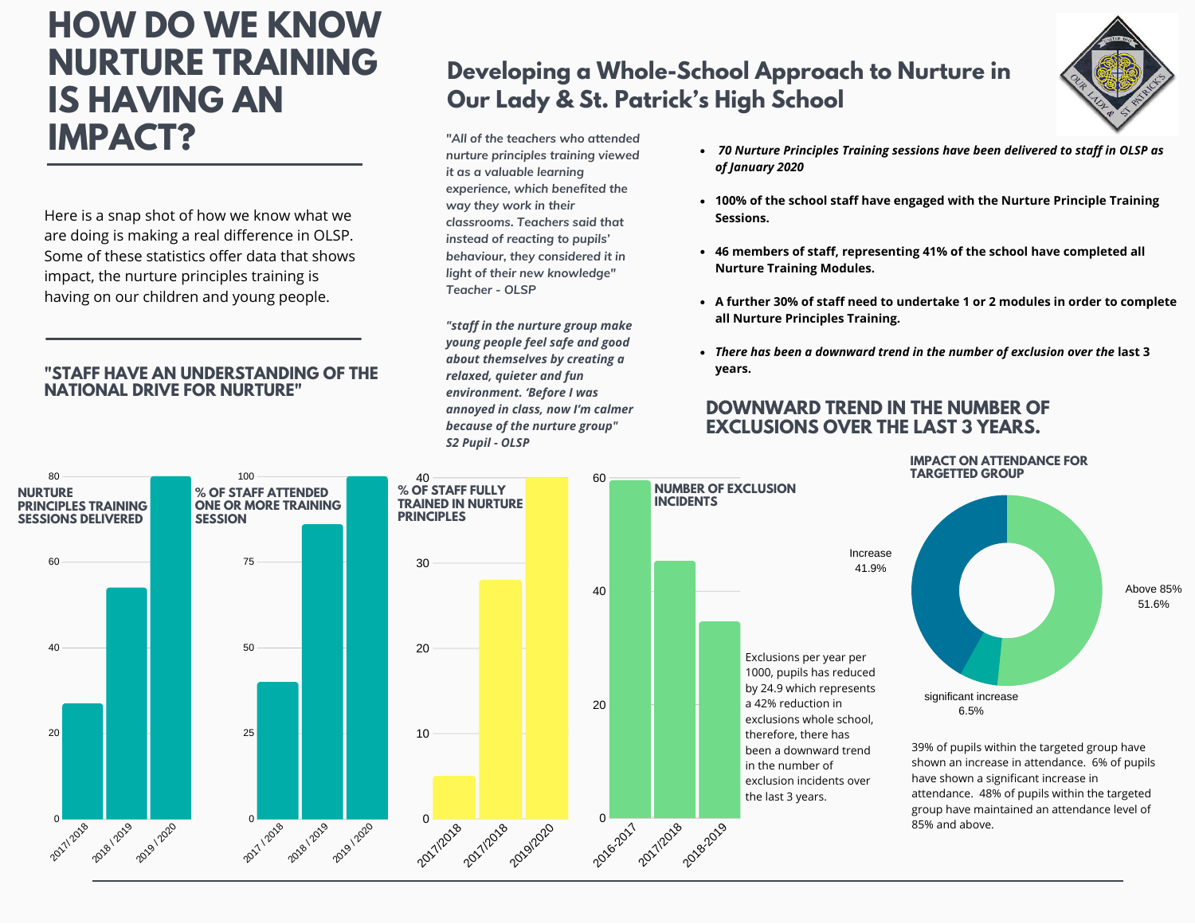# HOW DO WE KNOW NURTURE TRAINING IS HAVING AN IMPACT?

Here is a snap shot of how we know what we are doing is making a real difference in OLSP. Some of these statistics offer data that shows impact, the nurture principles training is having on our children and young people.

### "STAFF HAVE AN UNDERSTANDING OF THE NATIONAL DRIVE FOR NURTURE"

## Developing a Whole-School Approach to Nurture in Our Lady & St. Patrick's High School

*"All of the teachers who attended nurture principles training viewed it as a valuable learning experience, which benefited the way they work in their classrooms. Teachers said that instead of reacting to pupils' behaviour, they considered it in light of their new knowledge"*
*Teacher - OLSP*

***"staff in the nurture group make young people feel safe and good about themselves by creating a relaxed, quieter and fun environment. 'Before I was annoyed in class, now I'm calmer because of the nurture group"***
***S2 Pupil - OLSP***

- ***70 Nurture Principles Training sessions have been delivered to staff in OLSP as of January 2020***
- **100% of the school staff have engaged with the Nurture Principle Training Sessions.**
- **46 members of staff, representing 41% of the school have completed all Nurture Training Modules.**
- **A further 30% of staff need to undertake 1 or 2 modules in order to complete all Nurture Principles Training.**
- ***There has been a downward trend in the number of exclusion over the* last 3 years.**

### DOWNWARD TREND IN THE NUMBER OF EXCLUSIONS OVER THE LAST 3 YEARS.

**NURTURE PRINCIPLES TRAINING SESSIONS DELIVERED**

| Year | Sessions (approx.) |
|---|---|
| 2017/2018 | 27 |
| 2018 / 2019 | 54 |
| 2019 / 2020 | 80 |

**% OF STAFF ATTENDED ONE OR MORE TRAINING SESSION**

| Year | % (approx.) |
|---|---|
| 2017 / 2018 | 40 |
| 2018 / 2019 | 86 |
| 2019 / 2020 | 100 |

**% OF STAFF FULLY TRAINED IN NURTURE PRINCIPLES**

| Year | % (approx.) |
|---|---|
| 2017/2018 | 5 |
| 2017/2018 | 28 |
| 2019/2020 | 40 |

**NUMBER OF EXCLUSION INCIDENTS**

| Year | Incidents (approx.) |
|---|---|
| 2016-2017 | 59 |
| 2017/2018 | 45 |
| 2018-2019 | 34 |

Exclusions per year per 1000, pupils has reduced by 24.9 which represents a 42% reduction in exclusions whole school, therefore, there has been a downward trend in the number of exclusion incidents over the last 3 years.

**IMPACT ON ATTENDANCE FOR TARGETTED GROUP**

| Category | % |
|---|---|
| Above 85% | 51.6% |
| Increase | 41.9% |
| significant increase | 6.5% |

39% of pupils within the targeted group have shown an increase in attendance. 6% of pupils have shown a significant increase in attendance. 48% of pupils within the targeted group have maintained an attendance level of 85% and above.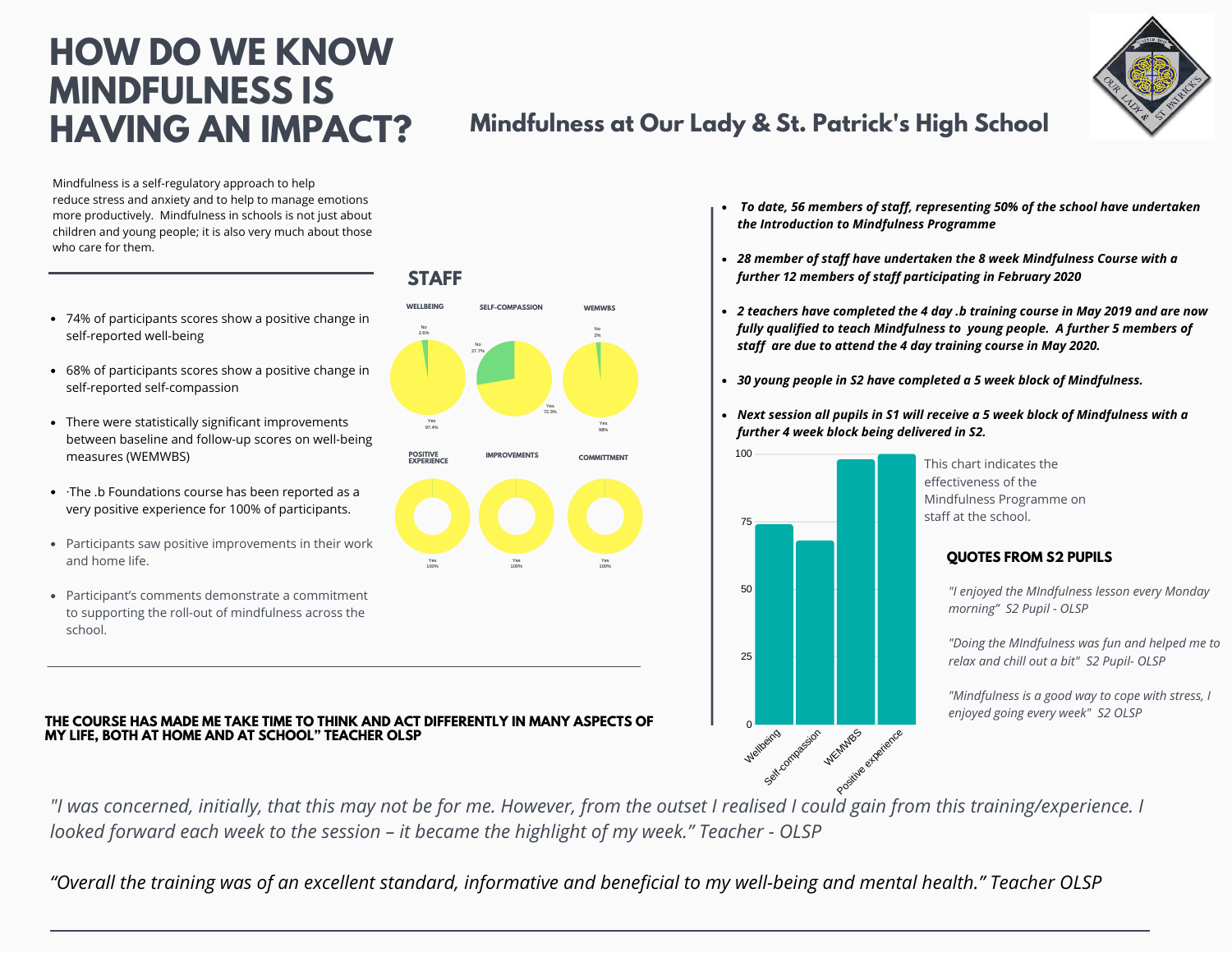# HOW DO WE KNOW MINDFULNESS IS HAVING AN IMPACT?

## Mindfulness at Our Lady & St. Patrick's High School

Mindfulness is a self-regulatory approach to help reduce stress and anxiety and to help to manage emotions more productively. Mindfulness in schools is not just about children and young people; it is also very much about those who care for them.

- 74% of participants scores show a positive change in self-reported well-being
- 68% of participants scores show a positive change in self-reported self-compassion
- There were statistically significant improvements between baseline and follow-up scores on well-being measures (WEMWBS)
- ·The .b Foundations course has been reported as a very positive experience for 100% of participants.
- Participants saw positive improvements in their work and home life.
- Participant's comments demonstrate a commitment to supporting the roll-out of mindfulness across the school.

### STAFF

| | Yes | No |
|---|---|---|
| WELLBEING | 97.4% | 2.6% |
| SELF-COMPASSION | 72.3% | 27.7% |
| WEMWBS | 98% | 2% |
| POSITIVE EXPERIENCE | 100% | |
| IMPROVEMENTS | 100% | |
| COMMITTMENT | 100% | |

**THE COURSE HAS MADE ME TAKE TIME TO THINK AND ACT DIFFERENTLY IN MANY ASPECTS OF MY LIFE, BOTH AT HOME AND AT SCHOOL" TEACHER OLSP**

- ***To date, 56 members of staff, representing 50% of the school have undertaken the Introduction to Mindfulness Programme***
- ***28 member of staff have undertaken the 8 week Mindfulness Course with a further 12 members of staff participating in February 2020***
- ***2 teachers have completed the 4 day .b training course in May 2019 and are now fully qualified to teach Mindfulness to young people. A further 5 members of staff are due to attend the 4 day training course in May 2020.***
- ***30 young people in S2 have completed a 5 week block of Mindfulness.***
- ***Next session all pupils in S1 will receive a 5 week block of Mindfulness with a further 4 week block being delivered in S2.***

This chart indicates the effectiveness of the Mindfulness Programme on staff at the school.

| | Value |
|---|---|
| Wellbeing | 74 |
| Self-compassion | 68 |
| WEMWBS | 98 |
| Positive experience | 100 |

### QUOTES FROM S2 PUPILS

*"I enjoyed the MIndfulness lesson every Monday morning" S2 Pupil - OLSP*

*"Doing the MIndfulness was fun and helped me to relax and chill out a bit" S2 Pupil- OLSP*

*"Mindfulness is a good way to cope with stress, I enjoyed going every week" S2 OLSP*

*"I was concerned, initially, that this may not be for me. However, from the outset I realised I could gain from this training/experience. I looked forward each week to the session – it became the highlight of my week." Teacher - OLSP*

*"Overall the training was of an excellent standard, informative and beneficial to my well-being and mental health." Teacher OLSP*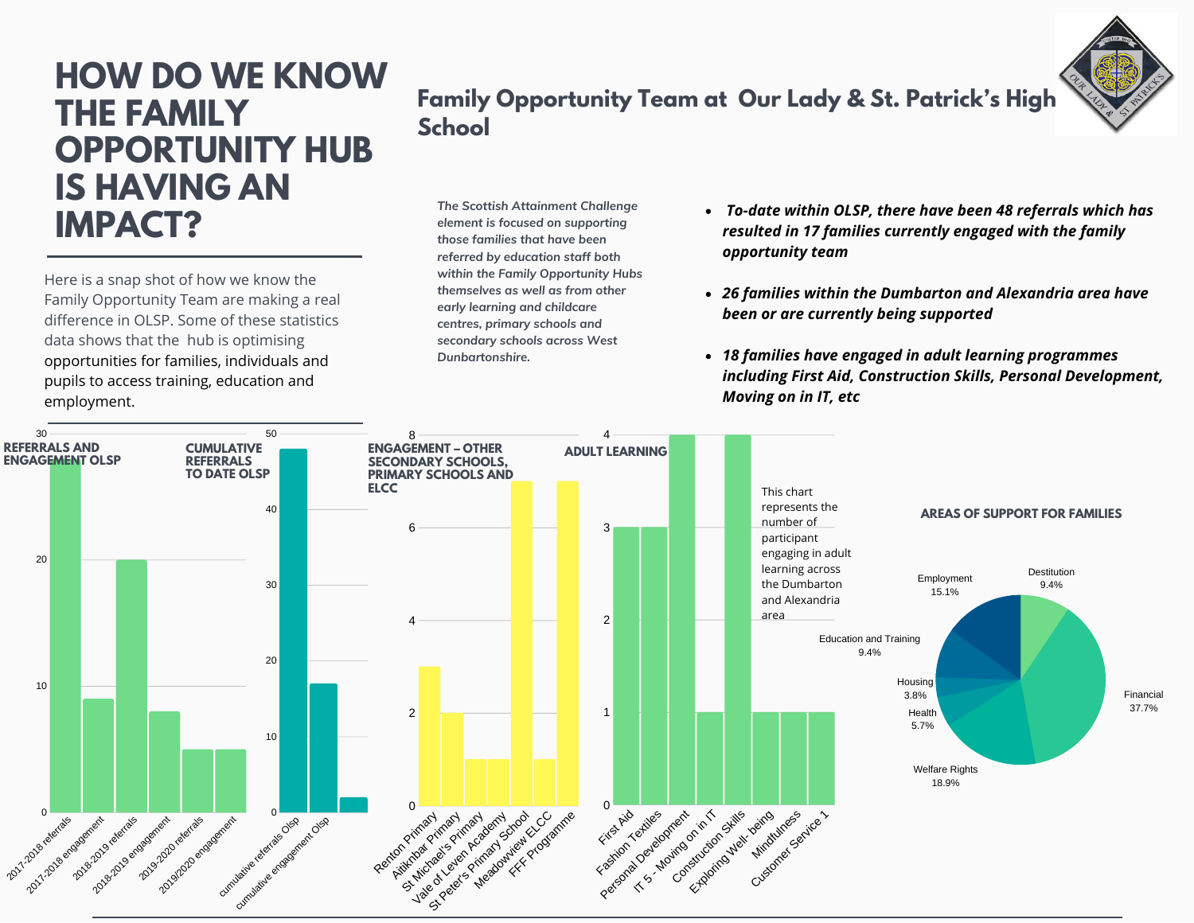# HOW DO WE KNOW THE FAMILY OPPORTUNITY HUB IS HAVING AN IMPACT?

Here is a snap shot of how we know the Family Opportunity Team are making a real difference in OLSP. Some of these statistics data shows that the hub is optimising opportunities for families, individuals and pupils to access training, education and employment.

## Family Opportunity Team at Our Lady & St. Patrick's High School

*The Scottish Attainment Challenge element is focused on supporting those families that have been referred by education staff both within the Family Opportunity Hubs themselves as well as from other early learning and childcare centres, primary schools and secondary schools across West Dunbartonshire.*

- ***To-date within OLSP, there have been 48 referrals which has resulted in 17 families currently engaged with the family opportunity team***
- ***26 families within the Dumbarton and Alexandria area have been or are currently being supported***
- ***18 families have engaged in adult learning programmes including First Aid, Construction Skills, Personal Development, Moving on in IT, etc***

**REFERRALS AND ENGAGEMENT OLSP**

0
10
20
30

2017-2018 referrals
2017-2018 engagement
2018-2019 referrals
2018-2019 engagement
2019-2020 referrals
2019/2020 engagement

**CUMULATIVE REFERRALS TO DATE OLSP**

0
10
20
30
40
50

cumulative referrals Olsp
cumulative engagement Olsp

**ENGAGEMENT – OTHER SECONDARY SCHOOLS, PRIMARY SCHOOLS AND ELCC**

0
2
4
6
8

Renton Primary
Aitkinbar Primary
St Michael's Primary
Vale of Leven Academy
St Peter's Primary School
Meadowview ELCC
FFF Programme

**ADULT LEARNING**

0
1
2
3
4

First Aid
Fashion Textiles
Personal Development
IT 5 - Moving on in IT
Construction Skills
Exploring Well- being
Mindfulness
Customer Service 1

This chart represents the number of participant engaging in adult learning across the Dumbarton and Alexandria area

**AREAS OF SUPPORT FOR FAMILIES**

Destitution 9.4%
Financial 37.7%
Welfare Rights 18.9%
Health 5.7%
Housing 3.8%
Education and Training 9.4%
Employment 15.1%